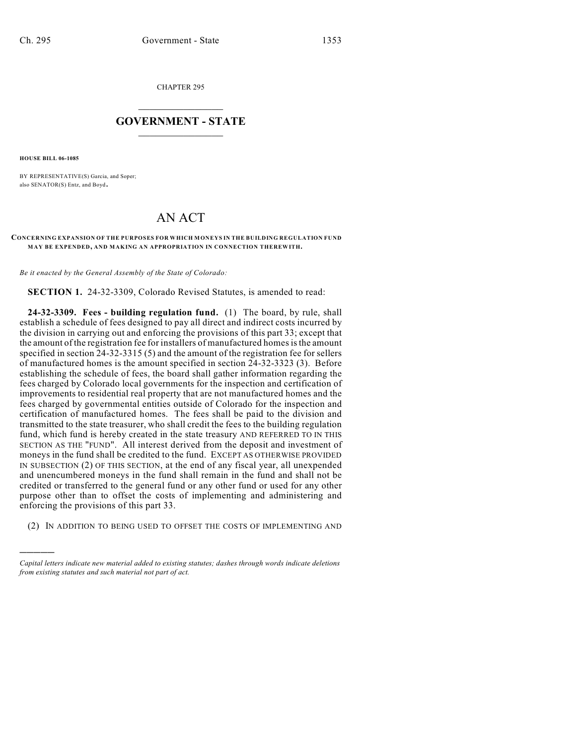CHAPTER 295

# GOVERNMENT - STATE

**HOUSE BILL 06-1085**

BY REPRESENTATIVE(S) Garcia, and Soper;
also SENATOR(S) Entz, and Boyd.

# AN ACT

**CONCERNING EXPANSION OF THE PURPOSES FOR WHICH MONEYS IN THE BUILDING REGULATION FUND MAY BE EXPENDED, AND MAKING AN APPROPRIATION IN CONNECTION THEREWITH.**

*Be it enacted by the General Assembly of the State of Colorado:*

**SECTION 1.** 24-32-3309, Colorado Revised Statutes, is amended to read:

**24-32-3309. Fees - building regulation fund.** (1) The board, by rule, shall establish a schedule of fees designed to pay all direct and indirect costs incurred by the division in carrying out and enforcing the provisions of this part 33; except that the amount of the registration fee for installers of manufactured homes is the amount specified in section 24-32-3315 (5) and the amount of the registration fee for sellers of manufactured homes is the amount specified in section 24-32-3323 (3). Before establishing the schedule of fees, the board shall gather information regarding the fees charged by Colorado local governments for the inspection and certification of improvements to residential real property that are not manufactured homes and the fees charged by governmental entities outside of Colorado for the inspection and certification of manufactured homes. The fees shall be paid to the division and transmitted to the state treasurer, who shall credit the fees to the building regulation fund, which fund is hereby created in the state treasury AND REFERRED TO IN THIS SECTION AS THE "FUND". All interest derived from the deposit and investment of moneys in the fund shall be credited to the fund. EXCEPT AS OTHERWISE PROVIDED IN SUBSECTION (2) OF THIS SECTION, at the end of any fiscal year, all unexpended and unencumbered moneys in the fund shall remain in the fund and shall not be credited or transferred to the general fund or any other fund or used for any other purpose other than to offset the costs of implementing and administering and enforcing the provisions of this part 33.

(2) IN ADDITION TO BEING USED TO OFFSET THE COSTS OF IMPLEMENTING AND

---

*Capital letters indicate new material added to existing statutes; dashes through words indicate deletions from existing statutes and such material not part of act.*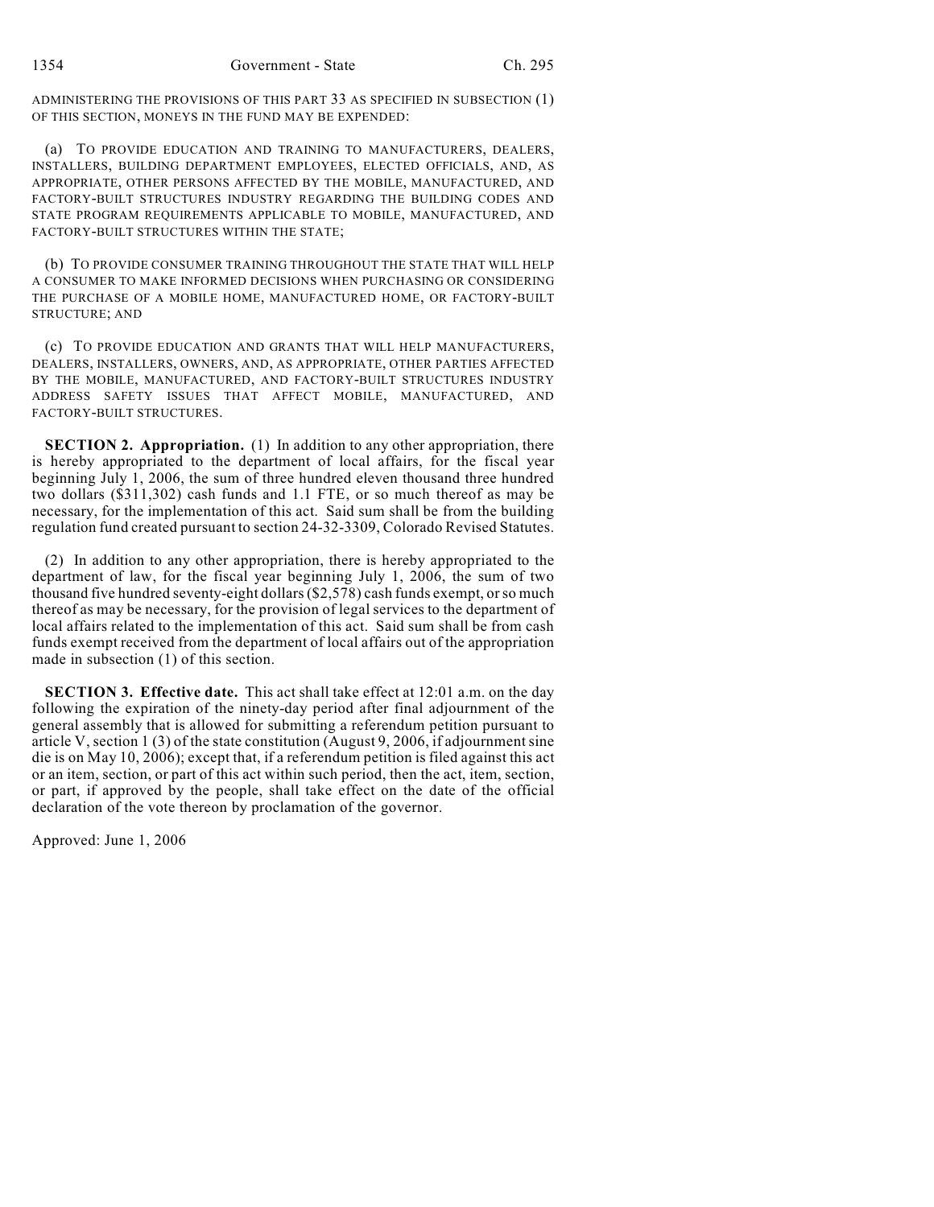ADMINISTERING THE PROVISIONS OF THIS PART 33 AS SPECIFIED IN SUBSECTION (1) OF THIS SECTION, MONEYS IN THE FUND MAY BE EXPENDED:

(a) TO PROVIDE EDUCATION AND TRAINING TO MANUFACTURERS, DEALERS, INSTALLERS, BUILDING DEPARTMENT EMPLOYEES, ELECTED OFFICIALS, AND, AS APPROPRIATE, OTHER PERSONS AFFECTED BY THE MOBILE, MANUFACTURED, AND FACTORY-BUILT STRUCTURES INDUSTRY REGARDING THE BUILDING CODES AND STATE PROGRAM REQUIREMENTS APPLICABLE TO MOBILE, MANUFACTURED, AND FACTORY-BUILT STRUCTURES WITHIN THE STATE;

(b) TO PROVIDE CONSUMER TRAINING THROUGHOUT THE STATE THAT WILL HELP A CONSUMER TO MAKE INFORMED DECISIONS WHEN PURCHASING OR CONSIDERING THE PURCHASE OF A MOBILE HOME, MANUFACTURED HOME, OR FACTORY-BUILT STRUCTURE; AND

(c) TO PROVIDE EDUCATION AND GRANTS THAT WILL HELP MANUFACTURERS, DEALERS, INSTALLERS, OWNERS, AND, AS APPROPRIATE, OTHER PARTIES AFFECTED BY THE MOBILE, MANUFACTURED, AND FACTORY-BUILT STRUCTURES INDUSTRY ADDRESS SAFETY ISSUES THAT AFFECT MOBILE, MANUFACTURED, AND FACTORY-BUILT STRUCTURES.

**SECTION 2. Appropriation.** (1) In addition to any other appropriation, there is hereby appropriated to the department of local affairs, for the fiscal year beginning July 1, 2006, the sum of three hundred eleven thousand three hundred two dollars ($311,302) cash funds and 1.1 FTE, or so much thereof as may be necessary, for the implementation of this act. Said sum shall be from the building regulation fund created pursuant to section 24-32-3309, Colorado Revised Statutes.

(2) In addition to any other appropriation, there is hereby appropriated to the department of law, for the fiscal year beginning July 1, 2006, the sum of two thousand five hundred seventy-eight dollars ($2,578) cash funds exempt, or so much thereof as may be necessary, for the provision of legal services to the department of local affairs related to the implementation of this act. Said sum shall be from cash funds exempt received from the department of local affairs out of the appropriation made in subsection (1) of this section.

**SECTION 3. Effective date.** This act shall take effect at 12:01 a.m. on the day following the expiration of the ninety-day period after final adjournment of the general assembly that is allowed for submitting a referendum petition pursuant to article V, section 1 (3) of the state constitution (August 9, 2006, if adjournment sine die is on May 10, 2006); except that, if a referendum petition is filed against this act or an item, section, or part of this act within such period, then the act, item, section, or part, if approved by the people, shall take effect on the date of the official declaration of the vote thereon by proclamation of the governor.

Approved: June 1, 2006